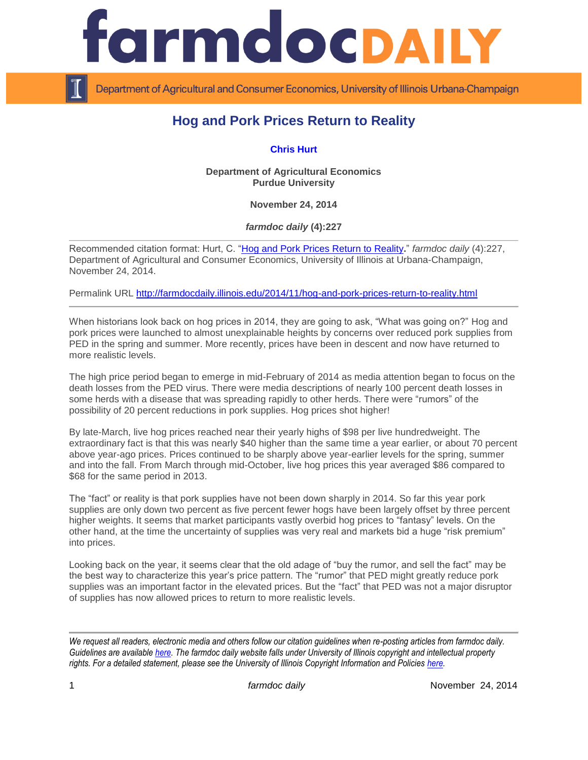# farmdoc DAILY

Department of Agricultural and Consumer Economics, University of Illinois Urbana-Champaign

## Hog and Pork Prices Return to Reality

**Chris Hurt**

**Department of Agricultural Economics**
**Purdue University**

**November 24, 2014**

***farmdoc daily* (4):227**

---

Recommended citation format: Hurt, C. "[Hog and Pork Prices Return to Reality](http://farmdocdaily.illinois.edu/2014/11/hog-and-pork-prices-return-to-reality.html)." *farmdoc daily* (4):227, Department of Agricultural and Consumer Economics, University of Illinois at Urbana-Champaign, November 24, 2014.

Permalink URL http://farmdocdaily.illinois.edu/2014/11/hog-and-pork-prices-return-to-reality.html

---

When historians look back on hog prices in 2014, they are going to ask, "What was going on?" Hog and pork prices were launched to almost unexplainable heights by concerns over reduced pork supplies from PED in the spring and summer. More recently, prices have been in descent and now have returned to more realistic levels.

The high price period began to emerge in mid-February of 2014 as media attention began to focus on the death losses from the PED virus. There were media descriptions of nearly 100 percent death losses in some herds with a disease that was spreading rapidly to other herds. There were "rumors" of the possibility of 20 percent reductions in pork supplies. Hog prices shot higher!

By late-March, live hog prices reached near their yearly highs of $98 per live hundredweight. The extraordinary fact is that this was nearly $40 higher than the same time a year earlier, or about 70 percent above year-ago prices. Prices continued to be sharply above year-earlier levels for the spring, summer and into the fall. From March through mid-October, live hog prices this year averaged $86 compared to $68 for the same period in 2013.

The "fact" or reality is that pork supplies have not been down sharply in 2014. So far this year pork supplies are only down two percent as five percent fewer hogs have been largely offset by three percent higher weights. It seems that market participants vastly overbid hog prices to "fantasy" levels. On the other hand, at the time the uncertainty of supplies was very real and markets bid a huge "risk premium" into prices.

Looking back on the year, it seems clear that the old adage of "buy the rumor, and sell the fact" may be the best way to characterize this year's price pattern. The "rumor" that PED might greatly reduce pork supplies was an important factor in the elevated prices. But the "fact" that PED was not a major disruptor of supplies has now allowed prices to return to more realistic levels.

---

*We request all readers, electronic media and others follow our citation guidelines when re-posting articles from farmdoc daily. Guidelines are available here. The farmdoc daily website falls under University of Illinois copyright and intellectual property rights. For a detailed statement, please see the University of Illinois Copyright Information and Policies here.*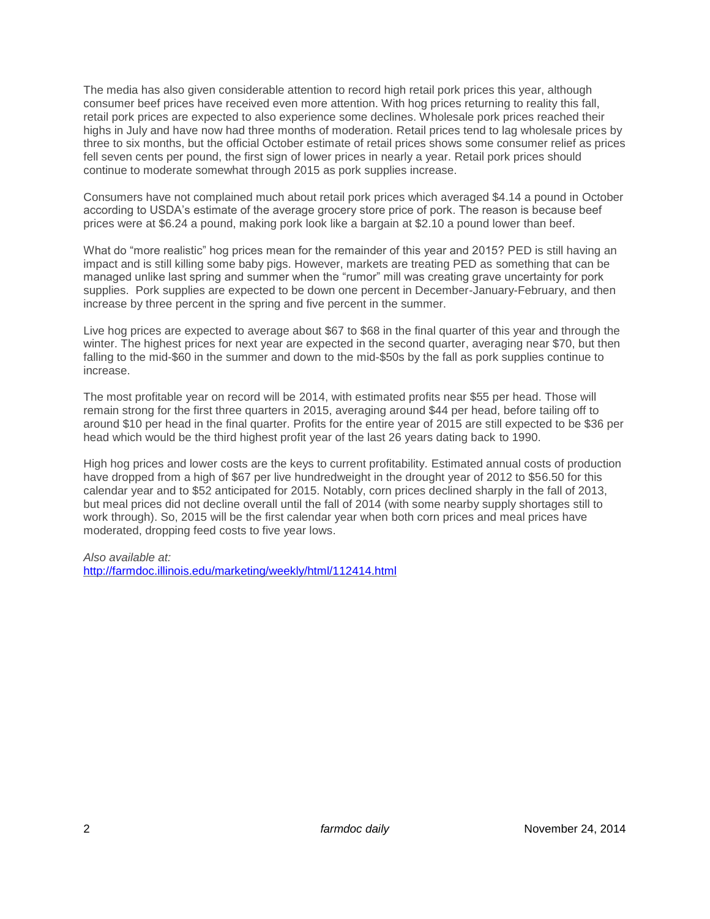The media has also given considerable attention to record high retail pork prices this year, although consumer beef prices have received even more attention. With hog prices returning to reality this fall, retail pork prices are expected to also experience some declines. Wholesale pork prices reached their highs in July and have now had three months of moderation. Retail prices tend to lag wholesale prices by three to six months, but the official October estimate of retail prices shows some consumer relief as prices fell seven cents per pound, the first sign of lower prices in nearly a year. Retail pork prices should continue to moderate somewhat through 2015 as pork supplies increase.

Consumers have not complained much about retail pork prices which averaged $4.14 a pound in October according to USDA's estimate of the average grocery store price of pork. The reason is because beef prices were at $6.24 a pound, making pork look like a bargain at $2.10 a pound lower than beef.

What do "more realistic" hog prices mean for the remainder of this year and 2015? PED is still having an impact and is still killing some baby pigs. However, markets are treating PED as something that can be managed unlike last spring and summer when the "rumor" mill was creating grave uncertainty for pork supplies. Pork supplies are expected to be down one percent in December-January-February, and then increase by three percent in the spring and five percent in the summer.

Live hog prices are expected to average about $67 to $68 in the final quarter of this year and through the winter. The highest prices for next year are expected in the second quarter, averaging near $70, but then falling to the mid-$60 in the summer and down to the mid-$50s by the fall as pork supplies continue to increase.

The most profitable year on record will be 2014, with estimated profits near $55 per head. Those will remain strong for the first three quarters in 2015, averaging around $44 per head, before tailing off to around $10 per head in the final quarter. Profits for the entire year of 2015 are still expected to be $36 per head which would be the third highest profit year of the last 26 years dating back to 1990.

High hog prices and lower costs are the keys to current profitability. Estimated annual costs of production have dropped from a high of $67 per live hundredweight in the drought year of 2012 to $56.50 for this calendar year and to $52 anticipated for 2015. Notably, corn prices declined sharply in the fall of 2013, but meal prices did not decline overall until the fall of 2014 (with some nearby supply shortages still to work through). So, 2015 will be the first calendar year when both corn prices and meal prices have moderated, dropping feed costs to five year lows.

*Also available at:*
http://farmdoc.illinois.edu/marketing/weekly/html/112414.html